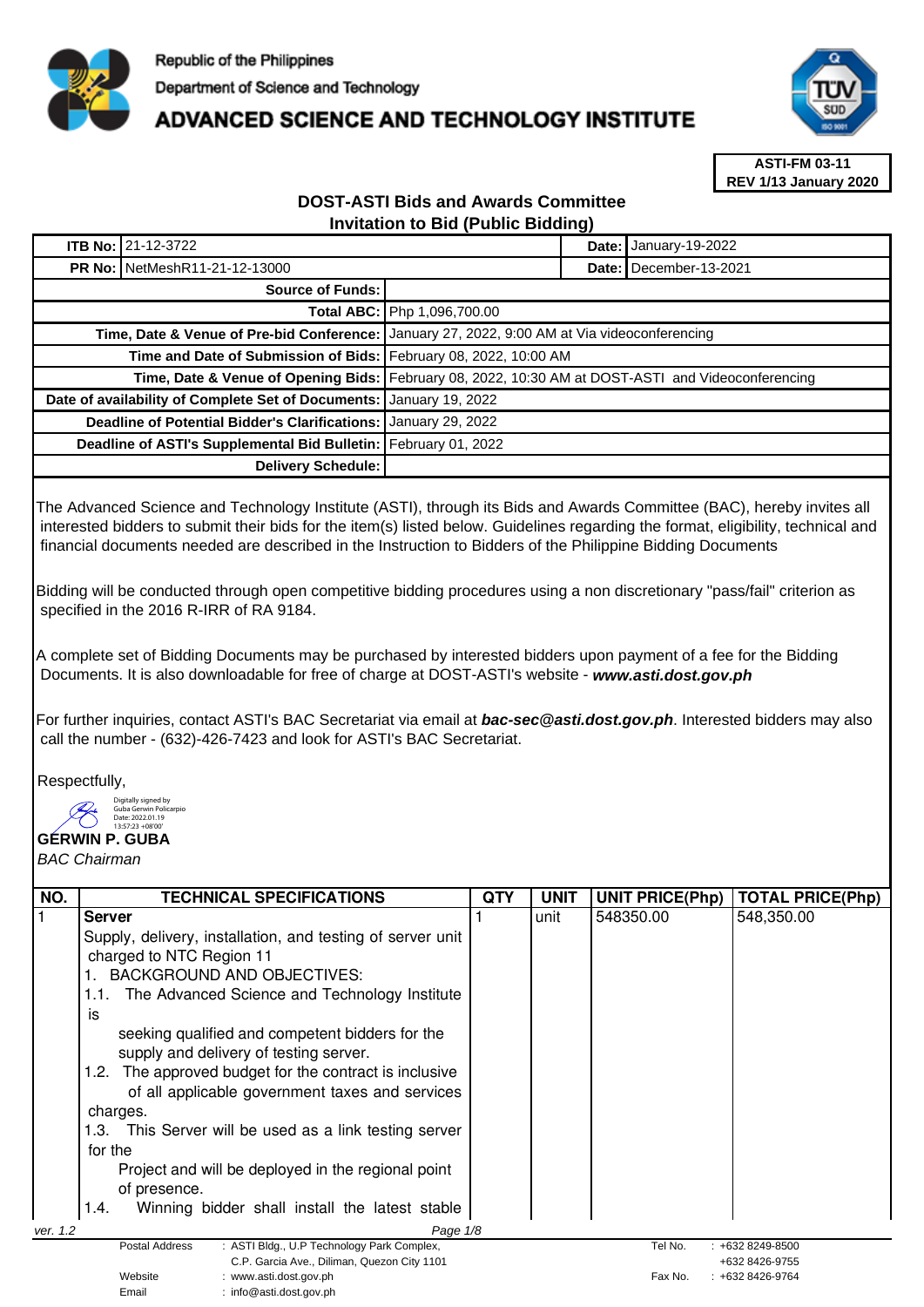Republic of the Philippines

Department of Science and Technology

# ADVANCED SCIENCE AND TECHNOLOGY INSTITUTE

**ASTI-FM 03-11**
**REV 1/13 January 2020**

## DOST-ASTI Bids and Awards Committee
## Invitation to Bid (Public Bidding)

| | | | |
|---|---|---|---|
| **ITB No:** | 21-12-3722 | **Date:** | January-19-2022 |
| **PR No:** | NetMeshR11-21-12-13000 | **Date:** | December-13-2021 |

| | |
|---|---|
| **Source of Funds:** | |
| **Total ABC:** | Php 1,096,700.00 |
| **Time, Date & Venue of Pre-bid Conference:** | January 27, 2022, 9:00 AM at Via videoconferencing |
| **Time and Date of Submission of Bids:** | February 08, 2022, 10:00 AM |
| **Time, Date & Venue of Opening Bids:** | February 08, 2022, 10:30 AM at DOST-ASTI and Videoconferencing |
| **Date of availability of Complete Set of Documents:** | January 19, 2022 |
| **Deadline of Potential Bidder's Clarifications:** | January 29, 2022 |
| **Deadline of ASTI's Supplemental Bid Bulletin:** | February 01, 2022 |
| **Delivery Schedule:** | |

The Advanced Science and Technology Institute (ASTI), through its Bids and Awards Committee (BAC), hereby invites all interested bidders to submit their bids for the item(s) listed below. Guidelines regarding the format, eligibility, technical and financial documents needed are described in the Instruction to Bidders of the Philippine Bidding Documents

Bidding will be conducted through open competitive bidding procedures using a non discretionary "pass/fail" criterion as specified in the 2016 R-IRR of RA 9184.

A complete set of Bidding Documents may be purchased by interested bidders upon payment of a fee for the Bidding Documents. It is also downloadable for free of charge at DOST-ASTI's website - ***www.asti.dost.gov.ph***

For further inquiries, contact ASTI's BAC Secretariat via email at ***bac-sec@asti.dost.gov.ph***. Interested bidders may also call the number - (632)-426-7423 and look for ASTI's BAC Secretariat.

Respectfully,

Digitally signed by Guba Gerwin Policarpio
Date: 2022.01.19 13:57:23 +08'00'

**GERWIN P. GUBA**
*BAC Chairman*

| NO. | TECHNICAL SPECIFICATIONS | QTY | UNIT | UNIT PRICE(Php) | TOTAL PRICE(Php) |
|---|---|---|---|---|---|
| 1 | **Server**<br>Supply, delivery, installation, and testing of server unit charged to NTC Region 11<br>1. BACKGROUND AND OBJECTIVES:<br>1.1. The Advanced Science and Technology Institute is seeking qualified and competent bidders for the supply and delivery of testing server.<br>1.2. The approved budget for the contract is inclusive of all applicable government taxes and services charges.<br>1.3. This Server will be used as a link testing server for the Project and will be deployed in the regional point of presence.<br>1.4. Winning bidder shall install the latest stable | 1 | unit | 548350.00 | 548,350.00 |

ver. 1.2

| | | | |
|---|---|---|---|
| Postal Address | : ASTI Bldg., U.P Technology Park Complex, C.P. Garcia Ave., Diliman, Quezon City 1101 | Tel No. | : +632 8249-8500<br>+632 8426-9755 |
| Website | : www.asti.dost.gov.ph | Fax No. | : +632 8426-9764 |
| Email | : info@asti.dost.gov.ph | | |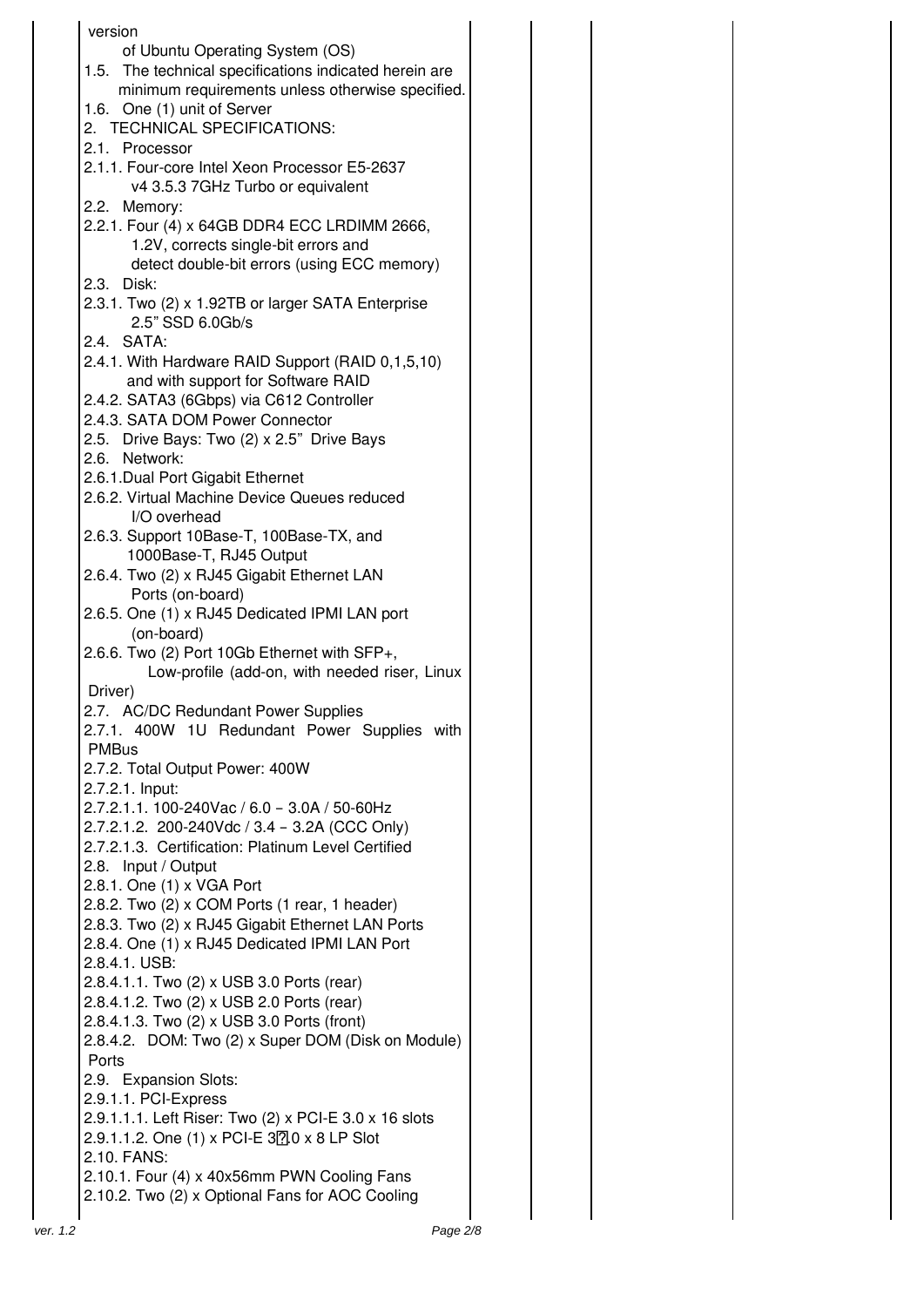version
of Ubuntu Operating System (OS)

1.5. The technical specifications indicated herein are minimum requirements unless otherwise specified.

1.6. One (1) unit of Server

2. TECHNICAL SPECIFICATIONS:

2.1. Processor

2.1.1. Four-core Intel Xeon Processor E5-2637 v4 3.5.3 7GHz Turbo or equivalent

2.2. Memory:

2.2.1. Four (4) x 64GB DDR4 ECC LRDIMM 2666, 1.2V, corrects single-bit errors and detect double-bit errors (using ECC memory)

2.3. Disk:

2.3.1. Two (2) x 1.92TB or larger SATA Enterprise 2.5" SSD 6.0Gb/s

2.4. SATA:

2.4.1. With Hardware RAID Support (RAID 0,1,5,10) and with support for Software RAID

2.4.2. SATA3 (6Gbps) via C612 Controller

2.4.3. SATA DOM Power Connector

2.5. Drive Bays: Two (2) x 2.5" Drive Bays

2.6. Network:

2.6.1. Dual Port Gigabit Ethernet

2.6.2. Virtual Machine Device Queues reduced I/O overhead

2.6.3. Support 10Base-T, 100Base-TX, and 1000Base-T, RJ45 Output

2.6.4. Two (2) x RJ45 Gigabit Ethernet LAN Ports (on-board)

2.6.5. One (1) x RJ45 Dedicated IPMI LAN port (on-board)

2.6.6. Two (2) Port 10Gb Ethernet with SFP+, Low-profile (add-on, with needed riser, Linux Driver)

2.7. AC/DC Redundant Power Supplies

2.7.1. 400W 1U Redundant Power Supplies with PMBus

2.7.2. Total Output Power: 400W

2.7.2.1. Input:

2.7.2.1.1. 100-240Vac / 6.0 – 3.0A / 50-60Hz

2.7.2.1.2. 200-240Vdc / 3.4 – 3.2A (CCC Only)

2.7.2.1.3. Certification: Platinum Level Certified

2.8. Input / Output

2.8.1. One (1) x VGA Port

2.8.2. Two (2) x COM Ports (1 rear, 1 header)

2.8.3. Two (2) x RJ45 Gigabit Ethernet LAN Ports

2.8.4. One (1) x RJ45 Dedicated IPMI LAN Port

2.8.4.1. USB:

2.8.4.1.1. Two (2) x USB 3.0 Ports (rear)

2.8.4.1.2. Two (2) x USB 2.0 Ports (rear)

2.8.4.1.3. Two (2) x USB 3.0 Ports (front)

2.8.4.2. DOM: Two (2) x Super DOM (Disk on Module) Ports

2.9. Expansion Slots:

2.9.1.1. PCI-Express

2.9.1.1.1. Left Riser: Two (2) x PCI-E 3.0 x 16 slots

2.9.1.1.2. One (1) x PCI-E 3.0 x 8 LP Slot

2.10. FANS:

2.10.1. Four (4) x 40x56mm PWN Cooling Fans

2.10.2. Two (2) x Optional Fans for AOC Cooling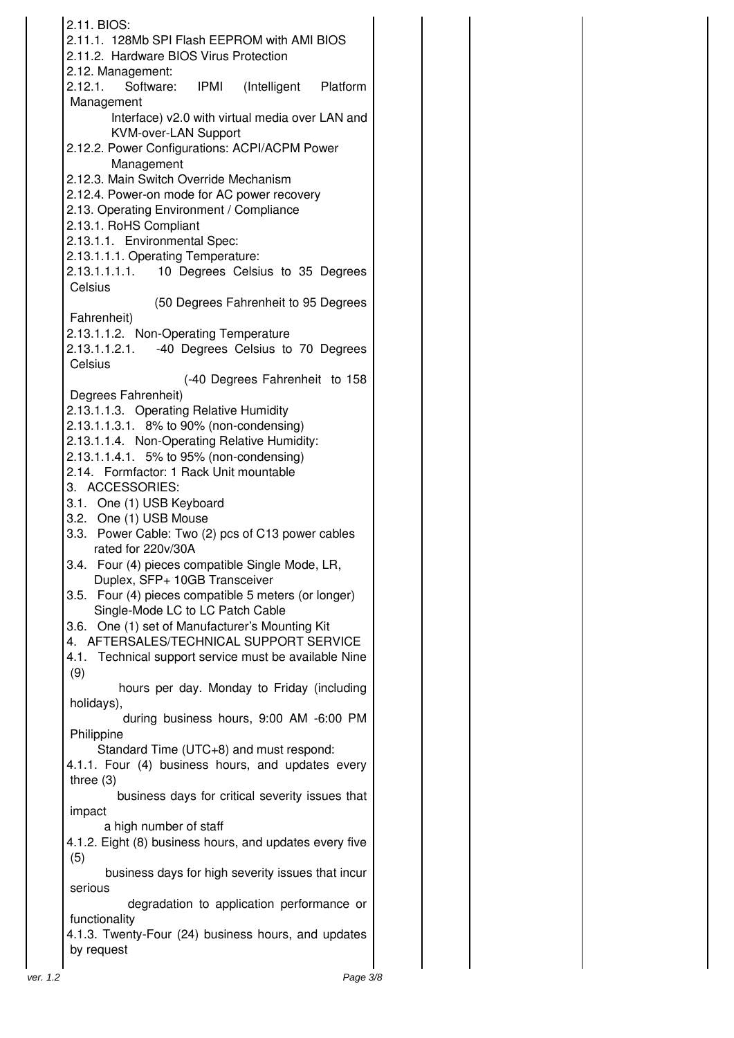| | | | | |
|---|---|---|---|---|
| 2.11. BIOS:<br>2.11.1. 128Mb SPI Flash EEPROM with AMI BIOS<br>2.11.2. Hardware BIOS Virus Protection<br>2.12. Management:<br>2.12.1. Software: IPMI (Intelligent Platform Management Interface) v2.0 with virtual media over LAN and KVM-over-LAN Support<br>2.12.2. Power Configurations: ACPI/ACPM Power Management<br>2.12.3. Main Switch Override Mechanism<br>2.12.4. Power-on mode for AC power recovery<br>2.13. Operating Environment / Compliance<br>2.13.1. RoHS Compliant<br>2.13.1.1. Environmental Spec:<br>2.13.1.1.1. Operating Temperature:<br>2.13.1.1.1.1. 10 Degrees Celsius to 35 Degrees Celsius (50 Degrees Fahrenheit to 95 Degrees Fahrenheit)<br>2.13.1.1.2. Non-Operating Temperature<br>2.13.1.1.2.1. -40 Degrees Celsius to 70 Degrees Celsius (-40 Degrees Fahrenheit to 158 Degrees Fahrenheit)<br>2.13.1.1.3. Operating Relative Humidity<br>2.13.1.1.3.1. 8% to 90% (non-condensing)<br>2.13.1.1.4. Non-Operating Relative Humidity:<br>2.13.1.1.4.1. 5% to 95% (non-condensing)<br>2.14. Formfactor: 1 Rack Unit mountable<br>3. ACCESSORIES:<br>3.1. One (1) USB Keyboard<br>3.2. One (1) USB Mouse<br>3.3. Power Cable: Two (2) pcs of C13 power cables rated for 220v/30A<br>3.4. Four (4) pieces compatible Single Mode, LR, Duplex, SFP+ 10GB Transceiver<br>3.5. Four (4) pieces compatible 5 meters (or longer) Single-Mode LC to LC Patch Cable<br>3.6. One (1) set of Manufacturer's Mounting Kit<br>4. AFTERSALES/TECHNICAL SUPPORT SERVICE<br>4.1. Technical support service must be available Nine (9) hours per day. Monday to Friday (including holidays), during business hours, 9:00 AM -6:00 PM Philippine Standard Time (UTC+8) and must respond:<br>4.1.1. Four (4) business hours, and updates every three (3) business days for critical severity issues that impact a high number of staff<br>4.1.2. Eight (8) business hours, and updates every five (5) business days for high severity issues that incur serious degradation to application performance or functionality<br>4.1.3. Twenty-Four (24) business hours, and updates by request | | | | |

ver. 1.2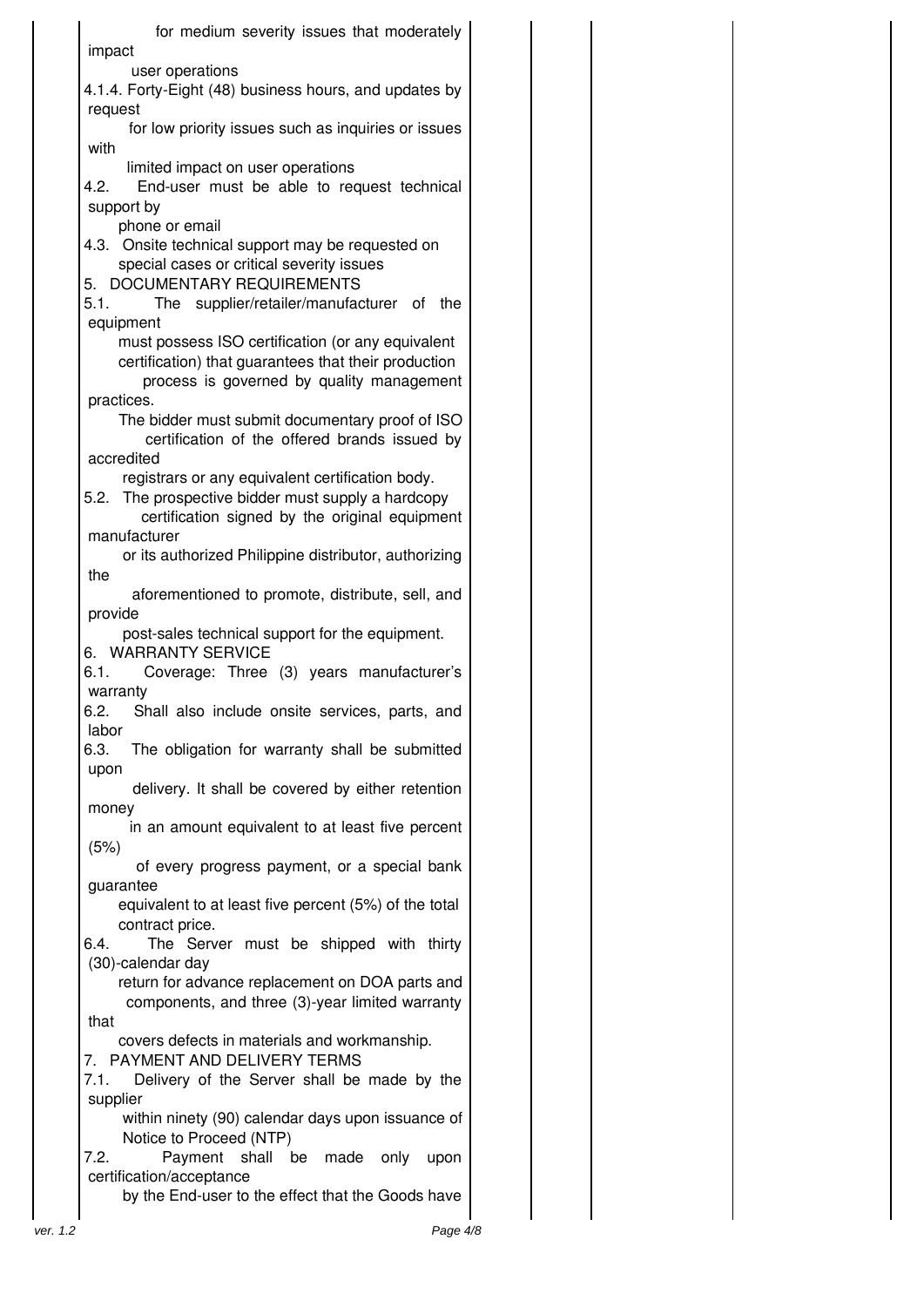| | | | | |
|---|---|---|---|---|
| for medium severity issues that moderately impact user operations<br>4.1.4. Forty-Eight (48) business hours, and updates by request for low priority issues such as inquiries or issues with limited impact on user operations<br>4.2. End-user must be able to request technical support by phone or email<br>4.3. Onsite technical support may be requested on special cases or critical severity issues<br>5. DOCUMENTARY REQUIREMENTS<br>5.1. The supplier/retailer/manufacturer of the equipment must possess ISO certification (or any equivalent certification) that guarantees that their production process is governed by quality management practices.<br>The bidder must submit documentary proof of ISO certification of the offered brands issued by accredited registrars or any equivalent certification body.<br>5.2. The prospective bidder must supply a hardcopy certification signed by the original equipment manufacturer or its authorized Philippine distributor, authorizing the aforementioned to promote, distribute, sell, and provide post-sales technical support for the equipment.<br>6. WARRANTY SERVICE<br>6.1. Coverage: Three (3) years manufacturer's warranty<br>6.2. Shall also include onsite services, parts, and labor<br>6.3. The obligation for warranty shall be submitted upon delivery. It shall be covered by either retention money in an amount equivalent to at least five percent (5%) of every progress payment, or a special bank guarantee equivalent to at least five percent (5%) of the total contract price.<br>6.4. The Server must be shipped with thirty (30)-calendar day return for advance replacement on DOA parts and components, and three (3)-year limited warranty that covers defects in materials and workmanship.<br>7. PAYMENT AND DELIVERY TERMS<br>7.1. Delivery of the Server shall be made by the supplier within ninety (90) calendar days upon issuance of Notice to Proceed (NTP)<br>7.2. Payment shall be made only upon certification/acceptance by the End-user to the effect that the Goods have | | | | |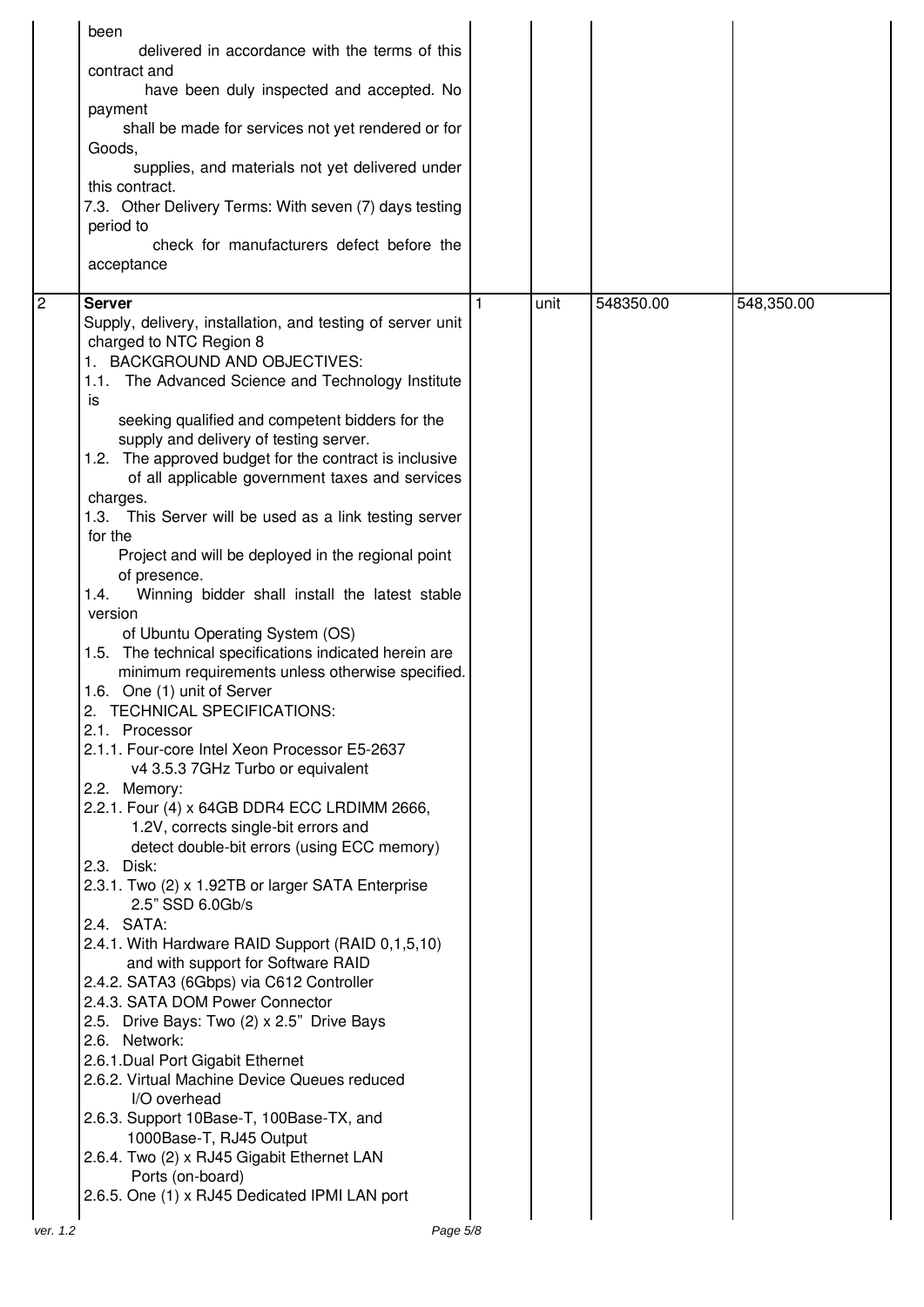| | | | | | |
|---|---|---|---|---|---|
| | been delivered in accordance with the terms of this contract and have been duly inspected and accepted. No payment shall be made for services not yet rendered or for Goods, supplies, and materials not yet delivered under this contract.<br>7.3. Other Delivery Terms: With seven (7) days testing period to check for manufacturers defect before the acceptance | | | | |
| 2 | **Server**<br>Supply, delivery, installation, and testing of server unit charged to NTC Region 8<br>1. BACKGROUND AND OBJECTIVES:<br>1.1. The Advanced Science and Technology Institute is seeking qualified and competent bidders for the supply and delivery of testing server.<br>1.2. The approved budget for the contract is inclusive of all applicable government taxes and services charges.<br>1.3. This Server will be used as a link testing server for the Project and will be deployed in the regional point of presence.<br>1.4. Winning bidder shall install the latest stable version of Ubuntu Operating System (OS)<br>1.5. The technical specifications indicated herein are minimum requirements unless otherwise specified.<br>1.6. One (1) unit of Server<br>2. TECHNICAL SPECIFICATIONS:<br>2.1. Processor<br>2.1.1. Four-core Intel Xeon Processor E5-2637 v4 3.5.3 7GHz Turbo or equivalent<br>2.2. Memory:<br>2.2.1. Four (4) x 64GB DDR4 ECC LRDIMM 2666, 1.2V, corrects single-bit errors and detect double-bit errors (using ECC memory)<br>2.3. Disk:<br>2.3.1. Two (2) x 1.92TB or larger SATA Enterprise 2.5" SSD 6.0Gb/s<br>2.4. SATA:<br>2.4.1. With Hardware RAID Support (RAID 0,1,5,10) and with support for Software RAID<br>2.4.2. SATA3 (6Gbps) via C612 Controller<br>2.4.3. SATA DOM Power Connector<br>2.5. Drive Bays: Two (2) x 2.5" Drive Bays<br>2.6. Network:<br>2.6.1.Dual Port Gigabit Ethernet<br>2.6.2. Virtual Machine Device Queues reduced I/O overhead<br>2.6.3. Support 10Base-T, 100Base-TX, and 1000Base-T, RJ45 Output<br>2.6.4. Two (2) x RJ45 Gigabit Ethernet LAN Ports (on-board)<br>2.6.5. One (1) x RJ45 Dedicated IPMI LAN port | 1 | unit | 548350.00 | 548,350.00 |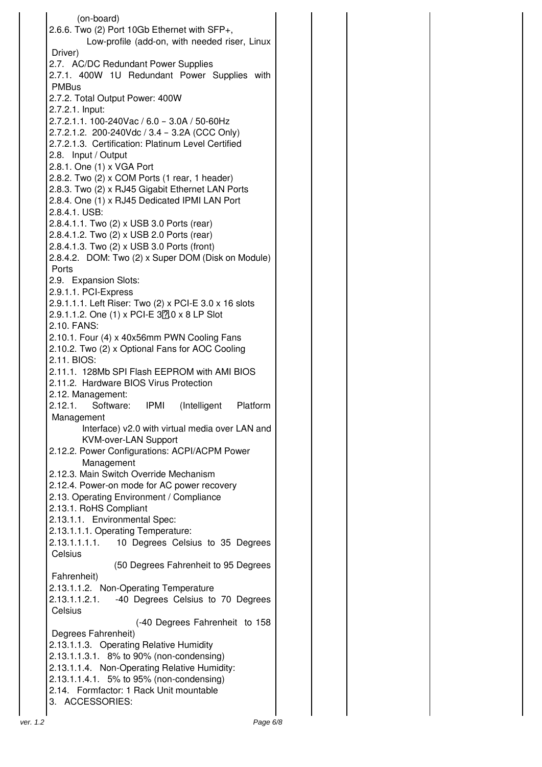| | | | | |
|---|---|---|---|---|
| (on-board)<br>2.6.6. Two (2) Port 10Gb Ethernet with SFP+, Low-profile (add-on, with needed riser, Linux Driver)<br>2.7. AC/DC Redundant Power Supplies<br>2.7.1. 400W 1U Redundant Power Supplies with PMBus<br>2.7.2. Total Output Power: 400W<br>2.7.2.1. Input:<br>2.7.2.1.1. 100-240Vac / 6.0 – 3.0A / 50-60Hz<br>2.7.2.1.2. 200-240Vdc / 3.4 – 3.2A (CCC Only)<br>2.7.2.1.3. Certification: Platinum Level Certified<br>2.8. Input / Output<br>2.8.1. One (1) x VGA Port<br>2.8.2. Two (2) x COM Ports (1 rear, 1 header)<br>2.8.3. Two (2) x RJ45 Gigabit Ethernet LAN Ports<br>2.8.4. One (1) x RJ45 Dedicated IPMI LAN Port<br>2.8.4.1. USB:<br>2.8.4.1.1. Two (2) x USB 3.0 Ports (rear)<br>2.8.4.1.2. Two (2) x USB 2.0 Ports (rear)<br>2.8.4.1.3. Two (2) x USB 3.0 Ports (front)<br>2.8.4.2. DOM: Two (2) x Super DOM (Disk on Module) Ports<br>2.9. Expansion Slots:<br>2.9.1.1. PCI-Express<br>2.9.1.1.1. Left Riser: Two (2) x PCI-E 3.0 x 16 slots<br>2.9.1.1.2. One (1) x PCI-E 3?.0 x 8 LP Slot<br>2.10. FANS:<br>2.10.1. Four (4) x 40x56mm PWN Cooling Fans<br>2.10.2. Two (2) x Optional Fans for AOC Cooling<br>2.11. BIOS:<br>2.11.1. 128Mb SPI Flash EEPROM with AMI BIOS<br>2.11.2. Hardware BIOS Virus Protection<br>2.12. Management:<br>2.12.1. Software: IPMI (Intelligent Platform Management Interface) v2.0 with virtual media over LAN and KVM-over-LAN Support<br>2.12.2. Power Configurations: ACPI/ACPM Power Management<br>2.12.3. Main Switch Override Mechanism<br>2.12.4. Power-on mode for AC power recovery<br>2.13. Operating Environment / Compliance<br>2.13.1. RoHS Compliant<br>2.13.1.1. Environmental Spec:<br>2.13.1.1.1. Operating Temperature:<br>2.13.1.1.1.1. 10 Degrees Celsius to 35 Degrees Celsius (50 Degrees Fahrenheit to 95 Degrees Fahrenheit)<br>2.13.1.1.2. Non-Operating Temperature<br>2.13.1.1.2.1. -40 Degrees Celsius to 70 Degrees Celsius (-40 Degrees Fahrenheit to 158 Degrees Fahrenheit)<br>2.13.1.1.3. Operating Relative Humidity<br>2.13.1.1.3.1. 8% to 90% (non-condensing)<br>2.13.1.1.4. Non-Operating Relative Humidity:<br>2.13.1.1.4.1. 5% to 95% (non-condensing)<br>2.14. Formfactor: 1 Rack Unit mountable<br>3. ACCESSORIES: | | | | |

ver. 1.2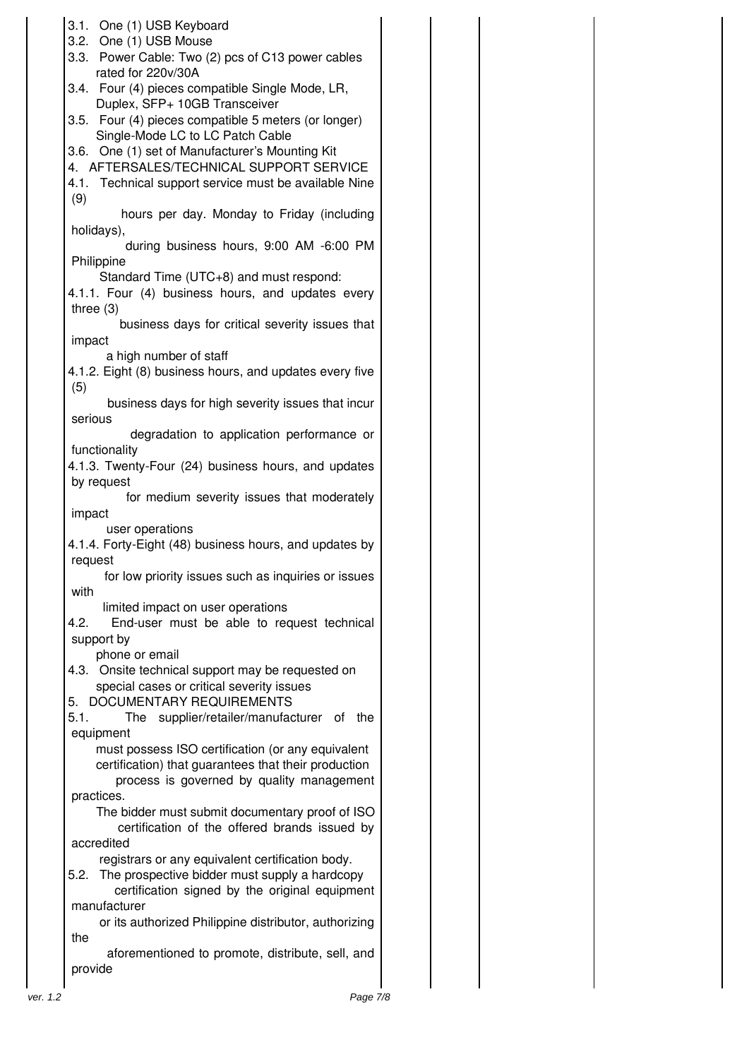| | | | | |
|---|---|---|---|---|
| 3.1. One (1) USB Keyboard<br>3.2. One (1) USB Mouse<br>3.3. Power Cable: Two (2) pcs of C13 power cables rated for 220v/30A<br>3.4. Four (4) pieces compatible Single Mode, LR, Duplex, SFP+ 10GB Transceiver<br>3.5. Four (4) pieces compatible 5 meters (or longer) Single-Mode LC to LC Patch Cable<br>3.6. One (1) set of Manufacturer's Mounting Kit<br>4. AFTERSALES/TECHNICAL SUPPORT SERVICE<br>4.1. Technical support service must be available Nine (9) hours per day. Monday to Friday (including holidays), during business hours, 9:00 AM -6:00 PM Philippine Standard Time (UTC+8) and must respond:<br>4.1.1. Four (4) business hours, and updates every three (3) business days for critical severity issues that impact a high number of staff<br>4.1.2. Eight (8) business hours, and updates every five (5) business days for high severity issues that incur serious degradation to application performance or functionality<br>4.1.3. Twenty-Four (24) business hours, and updates by request for medium severity issues that moderately impact user operations<br>4.1.4. Forty-Eight (48) business hours, and updates by request for low priority issues such as inquiries or issues with limited impact on user operations<br>4.2. End-user must be able to request technical support by phone or email<br>4.3. Onsite technical support may be requested on special cases or critical severity issues<br>5. DOCUMENTARY REQUIREMENTS<br>5.1. The supplier/retailer/manufacturer of the equipment must possess ISO certification (or any equivalent certification) that guarantees that their production process is governed by quality management practices.<br>The bidder must submit documentary proof of ISO certification of the offered brands issued by accredited registrars or any equivalent certification body.<br>5.2. The prospective bidder must supply a hardcopy certification signed by the original equipment manufacturer or its authorized Philippine distributor, authorizing the aforementioned to promote, distribute, sell, and provide | | | | |

ver. 1.2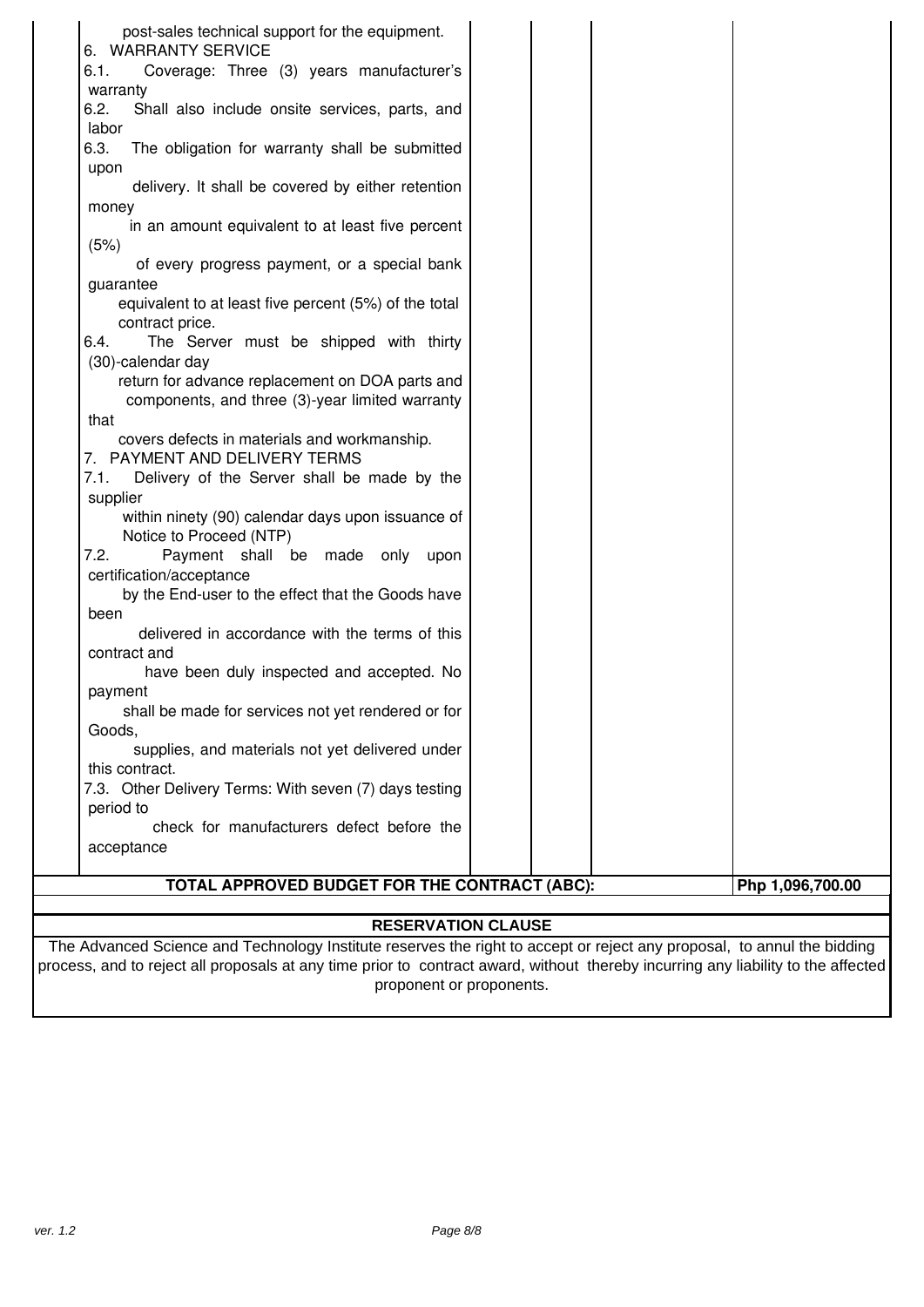| | | | | |
|---|---|---|---|---|
| post-sales technical support for the equipment.<br>6. WARRANTY SERVICE<br>6.1. Coverage: Three (3) years manufacturer's warranty<br>6.2. Shall also include onsite services, parts, and labor<br>6.3. The obligation for warranty shall be submitted upon delivery. It shall be covered by either retention money in an amount equivalent to at least five percent (5%) of every progress payment, or a special bank guarantee equivalent to at least five percent (5%) of the total contract price.<br>6.4. The Server must be shipped with thirty (30)-calendar day return for advance replacement on DOA parts and components, and three (3)-year limited warranty that covers defects in materials and workmanship.<br>7. PAYMENT AND DELIVERY TERMS<br>7.1. Delivery of the Server shall be made by the supplier within ninety (90) calendar days upon issuance of Notice to Proceed (NTP)<br>7.2. Payment shall be made only upon certification/acceptance by the End-user to the effect that the Goods have been delivered in accordance with the terms of this contract and have been duly inspected and accepted. No payment shall be made for services not yet rendered or for Goods, supplies, and materials not yet delivered under this contract.<br>7.3. Other Delivery Terms: With seven (7) days testing period to check for manufacturers defect before the acceptance | | | | |
| **TOTAL APPROVED BUDGET FOR THE CONTRACT (ABC):** | | | | **Php 1,096,700.00** |

**RESERVATION CLAUSE**

The Advanced Science and Technology Institute reserves the right to accept or reject any proposal, to annul the bidding process, and to reject all proposals at any time prior to contract award, without thereby incurring any liability to the affected proponent or proponents.